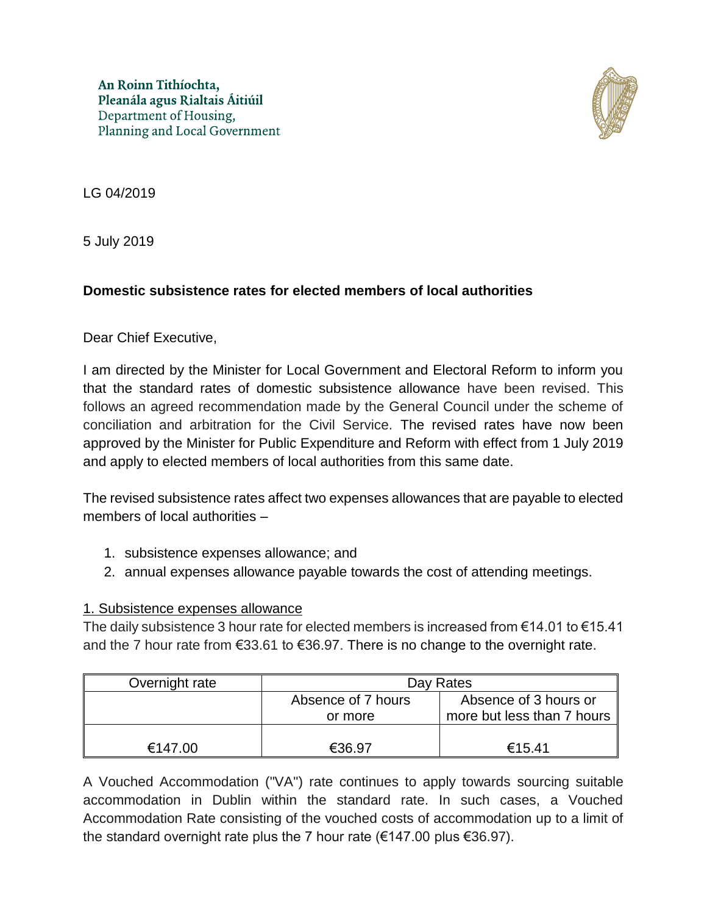An Roinn Tithíochta,
Pleanála agus Rialtais Áitiúil
Department of Housing,
Planning and Local Government

LG 04/2019

5 July 2019

**Domestic subsistence rates for elected members of local authorities**

Dear Chief Executive,

I am directed by the Minister for Local Government and Electoral Reform to inform you that the standard rates of domestic subsistence allowance have been revised. This follows an agreed recommendation made by the General Council under the scheme of conciliation and arbitration for the Civil Service. The revised rates have now been approved by the Minister for Public Expenditure and Reform with effect from 1 July 2019 and apply to elected members of local authorities from this same date.

The revised subsistence rates affect two expenses allowances that are payable to elected members of local authorities –

1. subsistence expenses allowance; and
2. annual expenses allowance payable towards the cost of attending meetings.

1. Subsistence expenses allowance

The daily subsistence 3 hour rate for elected members is increased from €14.01 to €15.41 and the 7 hour rate from €33.61 to €36.97. There is no change to the overnight rate.

| Overnight rate | Day Rates | |
|---|---|---|
| | Absence of 7 hours or more | Absence of 3 hours or more but less than 7 hours |
| €147.00 | €36.97 | €15.41 |

A Vouched Accommodation ("VA") rate continues to apply towards sourcing suitable accommodation in Dublin within the standard rate. In such cases, a Vouched Accommodation Rate consisting of the vouched costs of accommodation up to a limit of the standard overnight rate plus the 7 hour rate (€147.00 plus €36.97).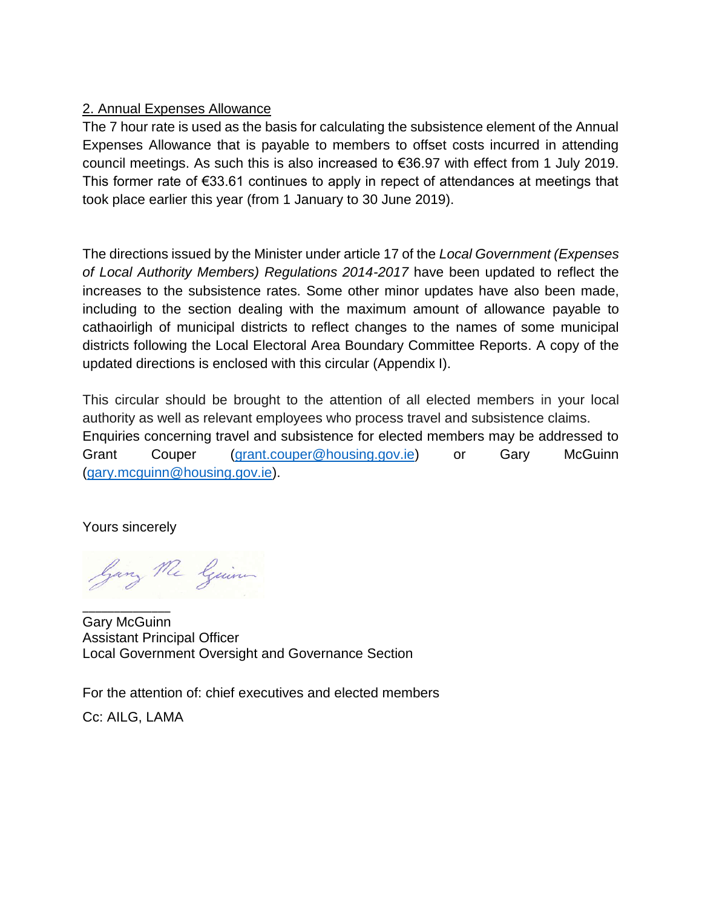2. Annual Expenses Allowance

The 7 hour rate is used as the basis for calculating the subsistence element of the Annual Expenses Allowance that is payable to members to offset costs incurred in attending council meetings. As such this is also increased to €36.97 with effect from 1 July 2019. This former rate of €33.61 continues to apply in repect of attendances at meetings that took place earlier this year (from 1 January to 30 June 2019).

The directions issued by the Minister under article 17 of the *Local Government (Expenses of Local Authority Members) Regulations 2014-2017* have been updated to reflect the increases to the subsistence rates. Some other minor updates have also been made, including to the section dealing with the maximum amount of allowance payable to cathaoirligh of municipal districts to reflect changes to the names of some municipal districts following the Local Electoral Area Boundary Committee Reports. A copy of the updated directions is enclosed with this circular (Appendix I).

This circular should be brought to the attention of all elected members in your local authority as well as relevant employees who process travel and subsistence claims. Enquiries concerning travel and subsistence for elected members may be addressed to Grant Couper (grant.couper@housing.gov.ie) or Gary McGuinn (gary.mcguinn@housing.gov.ie).

Yours sincerely

Gary McGuinn
Assistant Principal Officer
Local Government Oversight and Governance Section

For the attention of: chief executives and elected members

Cc: AILG, LAMA